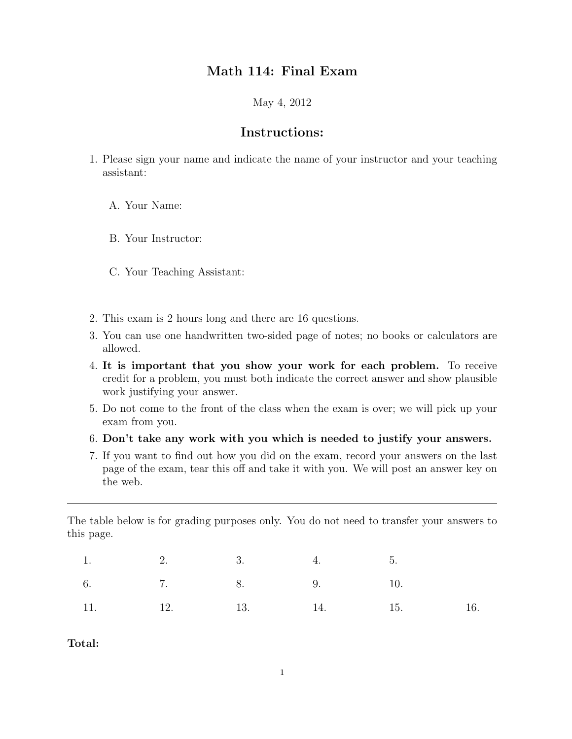# Math 114: Final Exam

May 4, 2012

## Instructions:

1. Please sign your name and indicate the name of your instructor and your teaching assistant:

   A. Your Name:

   B. Your Instructor:

   C. Your Teaching Assistant:

2. This exam is 2 hours long and there are 16 questions.
3. You can use one handwritten two-sided page of notes; no books or calculators are allowed.
4. **It is important that you show your work for each problem.** To receive credit for a problem, you must both indicate the correct answer and show plausible work justifying your answer.
5. Do not come to the front of the class when the exam is over; we will pick up your exam from you.
6. **Don't take any work with you which is needed to justify your answers.**
7. If you want to find out how you did on the exam, record your answers on the last page of the exam, tear this off and take it with you. We will post an answer key on the web.

---

The table below is for grading purposes only. You do not need to transfer your answers to this page.

| | | | | | |
|---|---|---|---|---|---|
| 1. | 2. | 3. | 4. | 5. | |
| 6. | 7. | 8. | 9. | 10. | |
| 11. | 12. | 13. | 14. | 15. | 16. |

**Total:**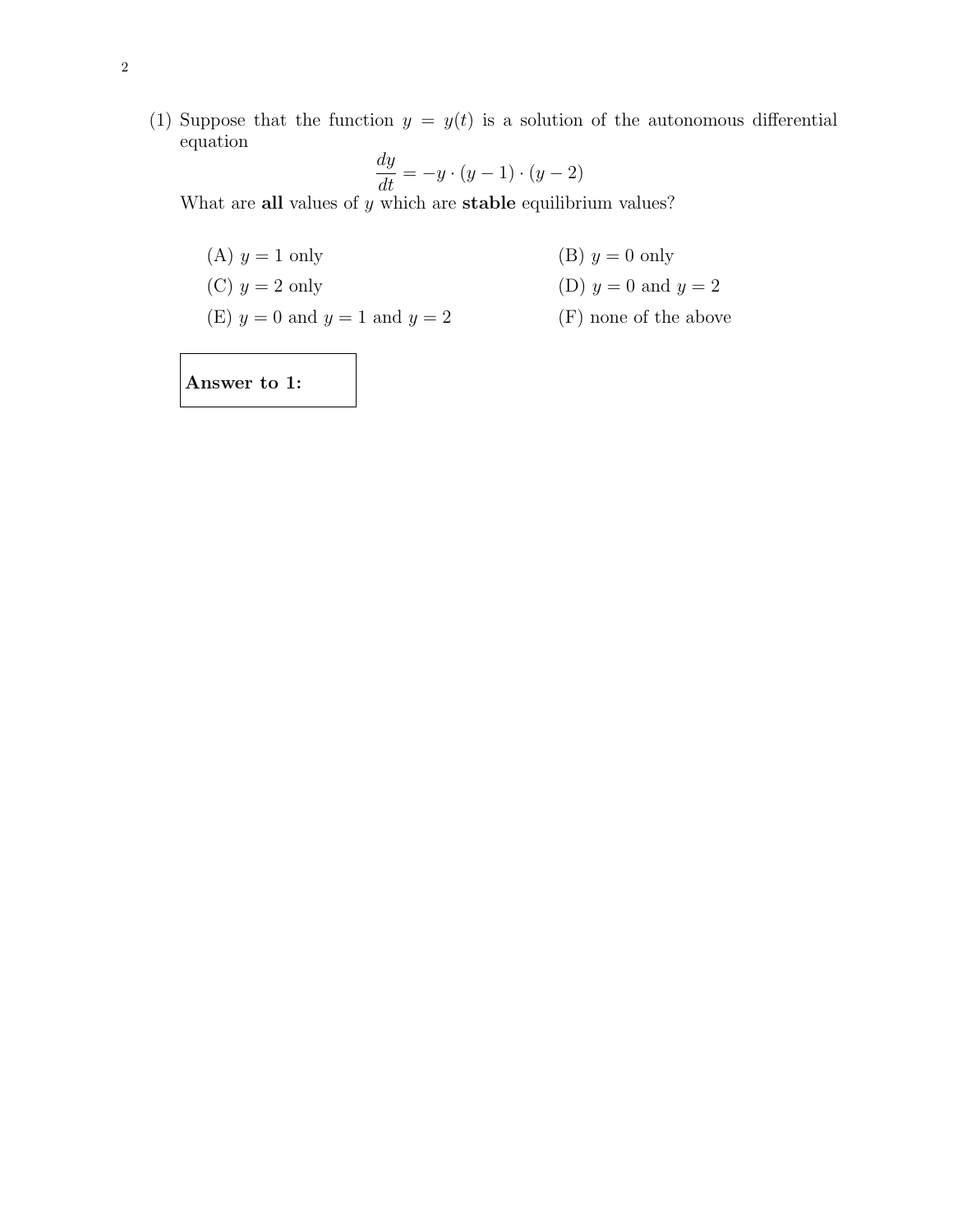(1) Suppose that the function $y = y(t)$ is a solution of the autonomous differential equation

$$\frac{dy}{dt} = -y \cdot (y-1) \cdot (y-2)$$

What are **all** values of $y$ which are **stable** equilibrium values?

(A) $y = 1$ only

(B) $y = 0$ only

(C) $y = 2$ only

(D) $y = 0$ and $y = 2$

(E) $y = 0$ and $y = 1$ and $y = 2$

(F) none of the above

**Answer to 1:**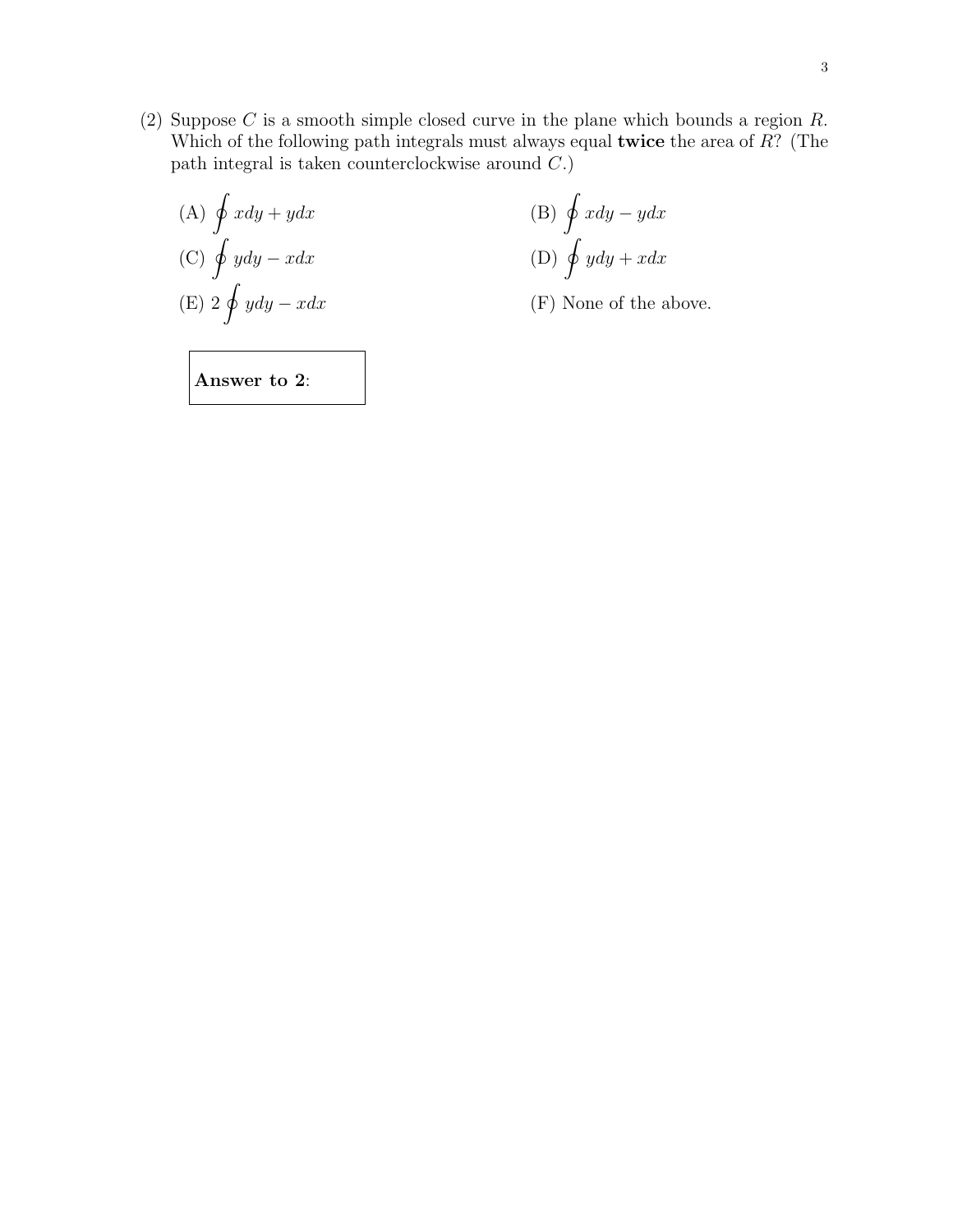(2) Suppose $C$ is a smooth simple closed curve in the plane which bounds a region $R$. Which of the following path integrals must always equal **twice** the area of $R$? (The path integral is taken counterclockwise around $C$.)

(A) $\oint xdy + ydx$

(B) $\oint xdy - ydx$

(C) $\oint ydy - xdx$

(D) $\oint ydy + xdx$

(E) $2\oint ydy - xdx$

(F) None of the above.

**Answer to 2**: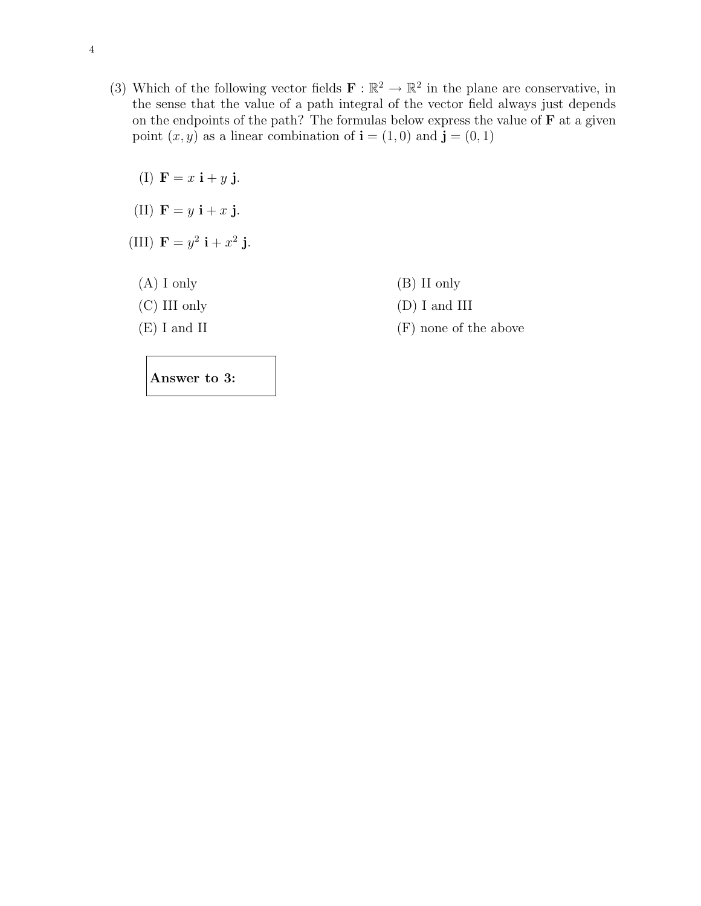(3) Which of the following vector fields $\mathbf{F} : \mathbb{R}^2 \to \mathbb{R}^2$ in the plane are conservative, in the sense that the value of a path integral of the vector field always just depends on the endpoints of the path? The formulas below express the value of $\mathbf{F}$ at a given point $(x, y)$ as a linear combination of $\mathbf{i} = (1, 0)$ and $\mathbf{j} = (0, 1)$

(I) $\mathbf{F} = x\ \mathbf{i} + y\ \mathbf{j}$.

(II) $\mathbf{F} = y\ \mathbf{i} + x\ \mathbf{j}$.

(III) $\mathbf{F} = y^2\ \mathbf{i} + x^2\ \mathbf{j}$.

(A) I only

(B) II only

(C) III only

(D) I and III

(E) I and II

(F) none of the above

**Answer to 3:**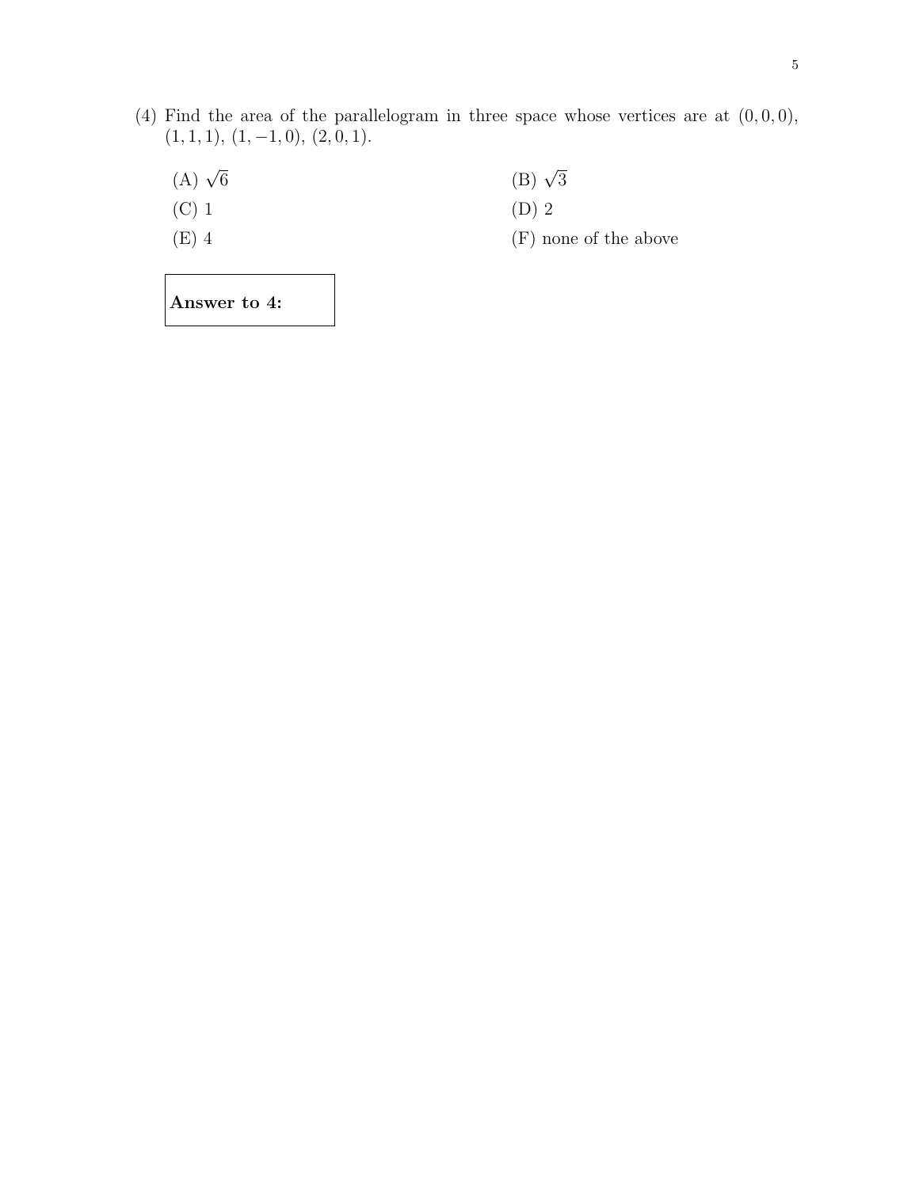(4) Find the area of the parallelogram in three space whose vertices are at $(0, 0, 0)$, $(1, 1, 1)$, $(1, -1, 0)$, $(2, 0, 1)$.

(A) $\sqrt{6}$

(B) $\sqrt{3}$

(C) 1

(D) 2

(E) 4

(F) none of the above

**Answer to 4:**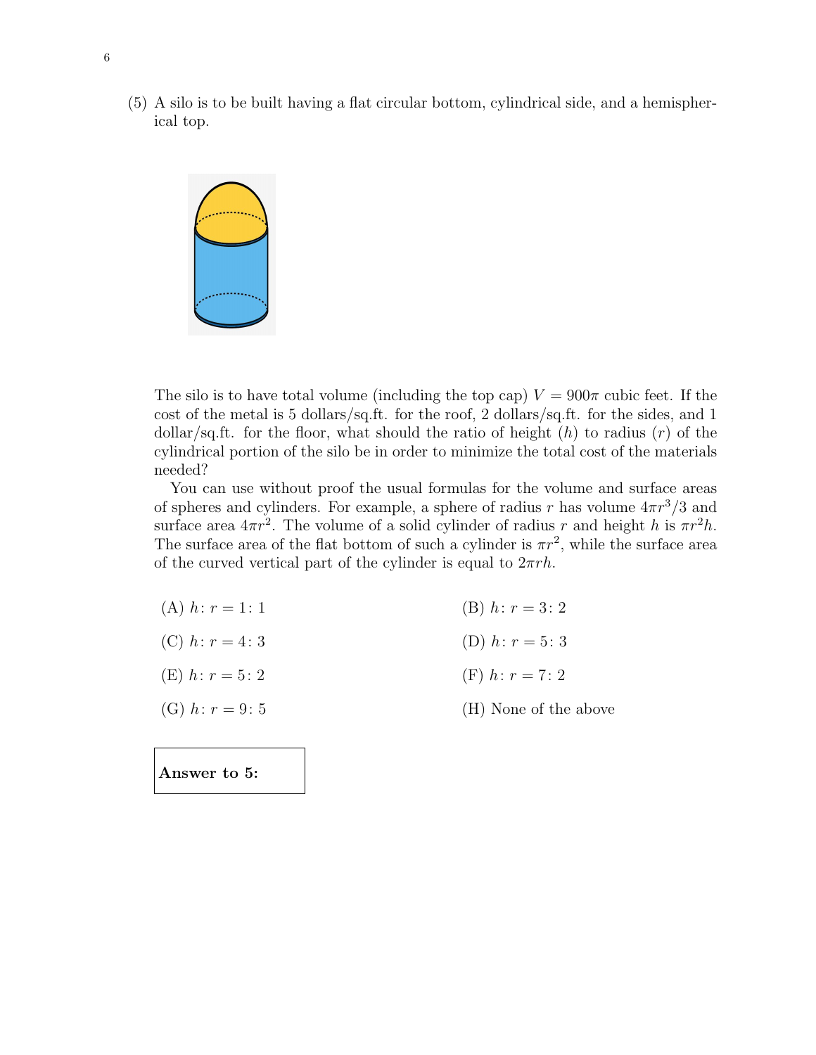(5) A silo is to be built having a flat circular bottom, cylindrical side, and a hemispherical top.

The silo is to have total volume (including the top cap) $V = 900\pi$ cubic feet. If the cost of the metal is 5 dollars/sq.ft. for the roof, 2 dollars/sq.ft. for the sides, and 1 dollar/sq.ft. for the floor, what should the ratio of height ($h$) to radius ($r$) of the cylindrical portion of the silo be in order to minimize the total cost of the materials needed?

You can use without proof the usual formulas for the volume and surface areas of spheres and cylinders. For example, a sphere of radius $r$ has volume $4\pi r^3/3$ and surface area $4\pi r^2$. The volume of a solid cylinder of radius $r$ and height $h$ is $\pi r^2 h$. The surface area of the flat bottom of such a cylinder is $\pi r^2$, while the surface area of the curved vertical part of the cylinder is equal to $2\pi rh$.

(A) $h\colon r = 1\colon 1$

(B) $h\colon r = 3\colon 2$

(C) $h\colon r = 4\colon 3$

(D) $h\colon r = 5\colon 3$

(E) $h\colon r = 5\colon 2$

(F) $h\colon r = 7\colon 2$

(G) $h\colon r = 9\colon 5$

(H) None of the above

**Answer to 5:**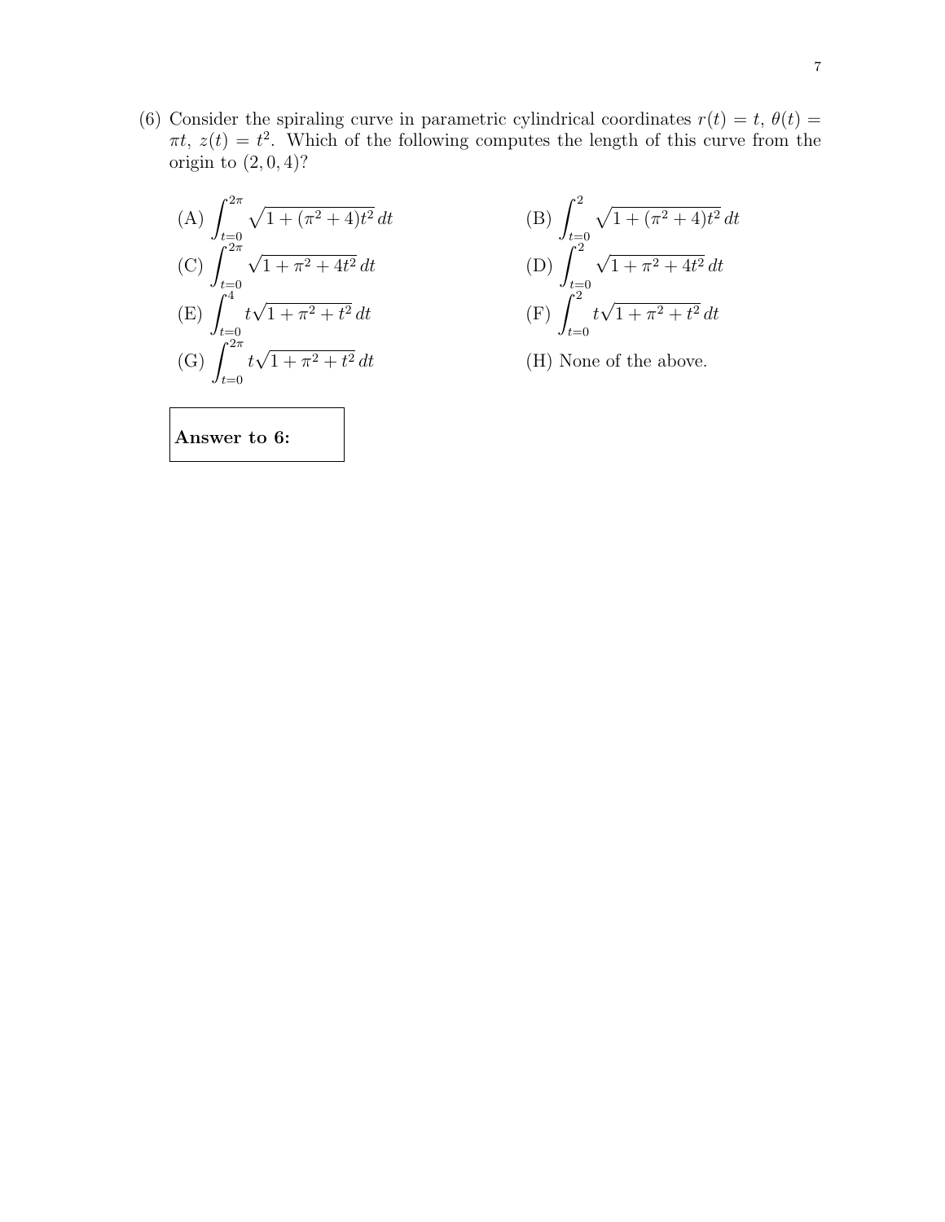(6) Consider the spiraling curve in parametric cylindrical coordinates $r(t) = t$, $\theta(t) = \pi t$, $z(t) = t^2$. Which of the following computes the length of this curve from the origin to $(2, 0, 4)$?

(A) $\displaystyle\int_{t=0}^{2\pi} \sqrt{1 + (\pi^2 + 4)t^2}\, dt$

(B) $\displaystyle\int_{t=0}^{2} \sqrt{1 + (\pi^2 + 4)t^2}\, dt$

(C) $\displaystyle\int_{t=0}^{2\pi} \sqrt{1 + \pi^2 + 4t^2}\, dt$

(D) $\displaystyle\int_{t=0}^{2} \sqrt{1 + \pi^2 + 4t^2}\, dt$

(E) $\displaystyle\int_{t=0}^{4} t\sqrt{1 + \pi^2 + t^2}\, dt$

(F) $\displaystyle\int_{t=0}^{2} t\sqrt{1 + \pi^2 + t^2}\, dt$

(G) $\displaystyle\int_{t=0}^{2\pi} t\sqrt{1 + \pi^2 + t^2}\, dt$

(H) None of the above.

**Answer to 6:**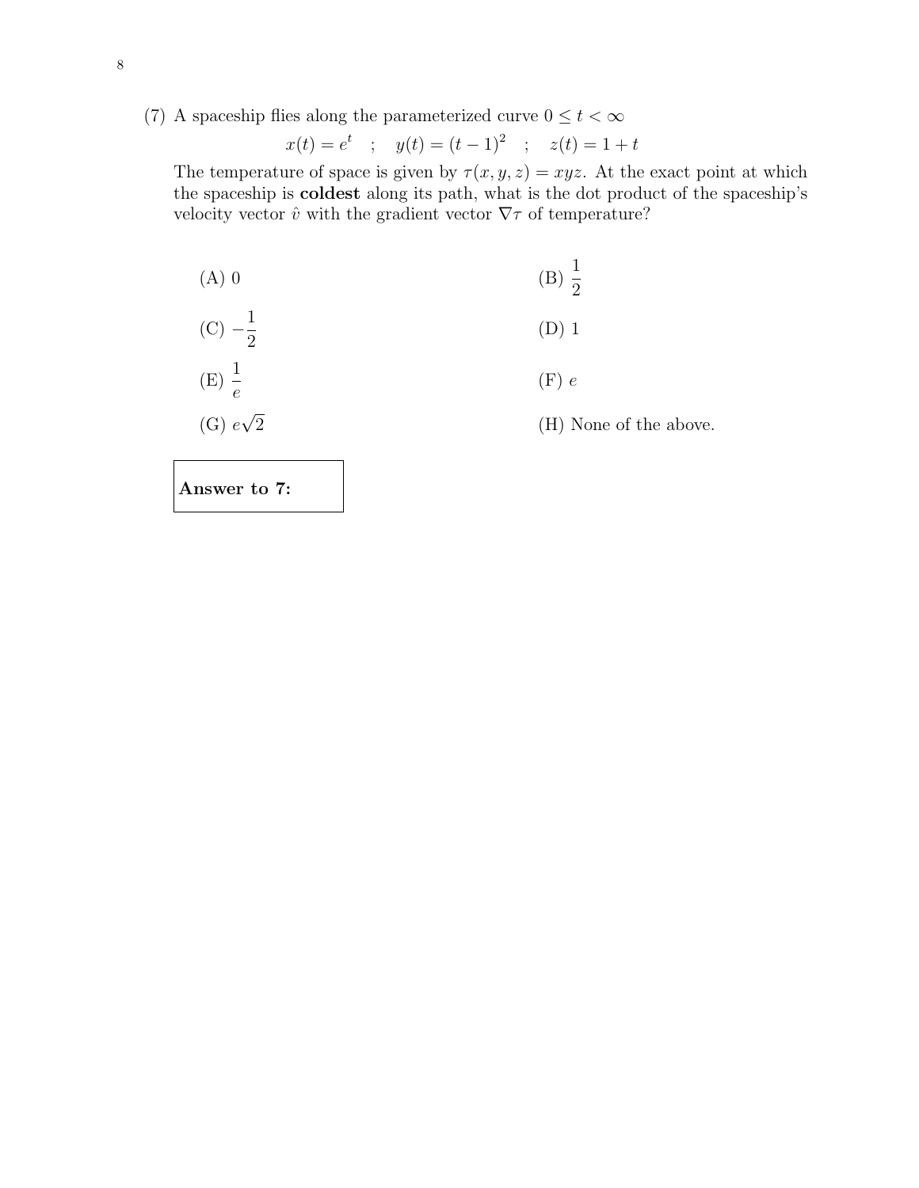(7) A spaceship flies along the parameterized curve $0 \le t < \infty$

$$x(t) = e^t \quad ; \quad y(t) = (t-1)^2 \quad ; \quad z(t) = 1 + t$$

The temperature of space is given by $\tau(x, y, z) = xyz$. At the exact point at which the spaceship is **coldest** along its path, what is the dot product of the spaceship's velocity vector $\hat{v}$ with the gradient vector $\nabla \tau$ of temperature?

(A) $0$

(B) $\frac{1}{2}$

(C) $-\frac{1}{2}$

(D) $1$

(E) $\frac{1}{e}$

(F) $e$

(G) $e\sqrt{2}$

(H) None of the above.

| **Answer to 7:** |
|---|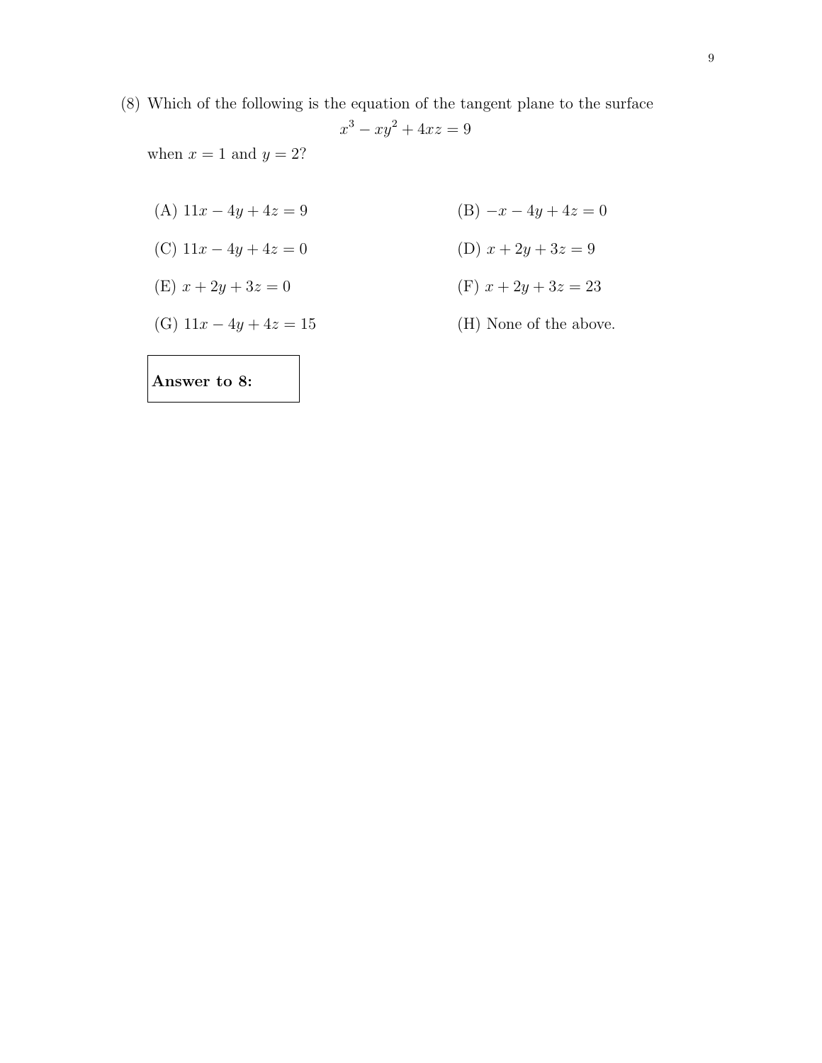(8) Which of the following is the equation of the tangent plane to the surface

$$x^3 - xy^2 + 4xz = 9$$

when $x = 1$ and $y = 2$?

(A) $11x - 4y + 4z = 9$

(B) $-x - 4y + 4z = 0$

(C) $11x - 4y + 4z = 0$

(D) $x + 2y + 3z = 9$

(E) $x + 2y + 3z = 0$

(F) $x + 2y + 3z = 23$

(G) $11x - 4y + 4z = 15$

(H) None of the above.

**Answer to 8:**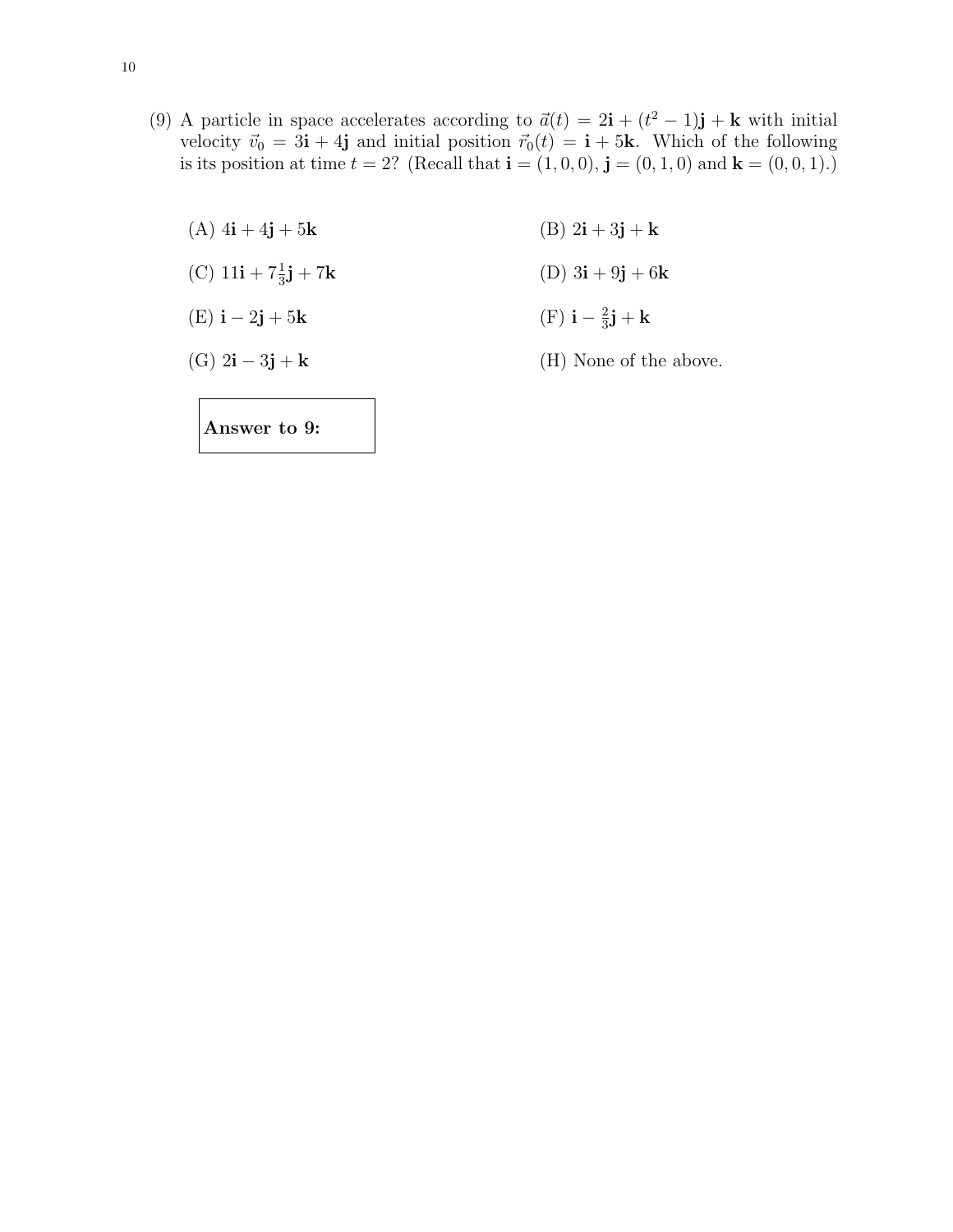(9) A particle in space accelerates according to $\vec{a}(t) = 2\mathbf{i} + (t^2 - 1)\mathbf{j} + \mathbf{k}$ with initial velocity $\vec{v}_0 = 3\mathbf{i} + 4\mathbf{j}$ and initial position $\vec{r}_0(t) = \mathbf{i} + 5\mathbf{k}$. Which of the following is its position at time $t = 2$? (Recall that $\mathbf{i} = (1, 0, 0)$, $\mathbf{j} = (0, 1, 0)$ and $\mathbf{k} = (0, 0, 1)$.)

(A) $4\mathbf{i} + 4\mathbf{j} + 5\mathbf{k}$

(B) $2\mathbf{i} + 3\mathbf{j} + \mathbf{k}$

(C) $11\mathbf{i} + 7\frac{1}{3}\mathbf{j} + 7\mathbf{k}$

(D) $3\mathbf{i} + 9\mathbf{j} + 6\mathbf{k}$

(E) $\mathbf{i} - 2\mathbf{j} + 5\mathbf{k}$

(F) $\mathbf{i} - \frac{2}{3}\mathbf{j} + \mathbf{k}$

(G) $2\mathbf{i} - 3\mathbf{j} + \mathbf{k}$

(H) None of the above.

**Answer to 9:**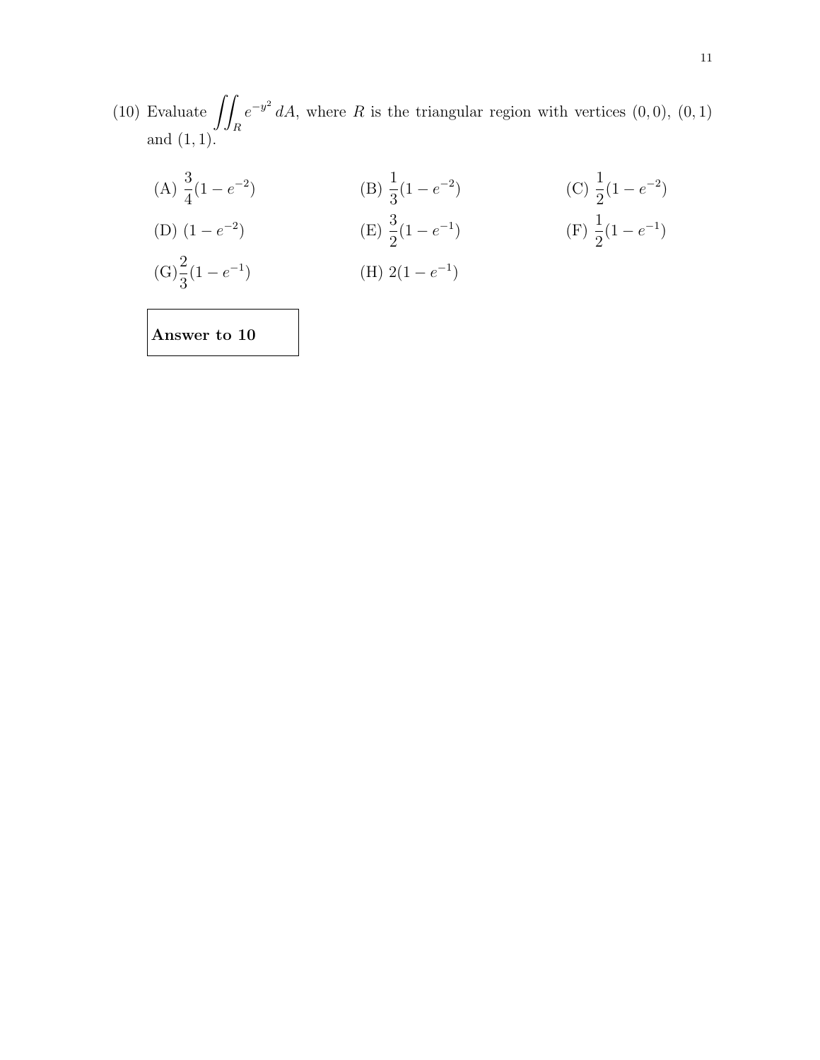(10) Evaluate $\iint_R e^{-y^2}\,dA$, where $R$ is the triangular region with vertices $(0,0)$, $(0,1)$ and $(1,1)$.

(A) $\frac{3}{4}(1-e^{-2})$

(B) $\frac{1}{3}(1-e^{-2})$

(C) $\frac{1}{2}(1-e^{-2})$

(D) $(1-e^{-2})$

(E) $\frac{3}{2}(1-e^{-1})$

(F) $\frac{1}{2}(1-e^{-1})$

(G) $\frac{2}{3}(1-e^{-1})$

(H) $2(1-e^{-1})$

| **Answer to 10** |
| --- |
| |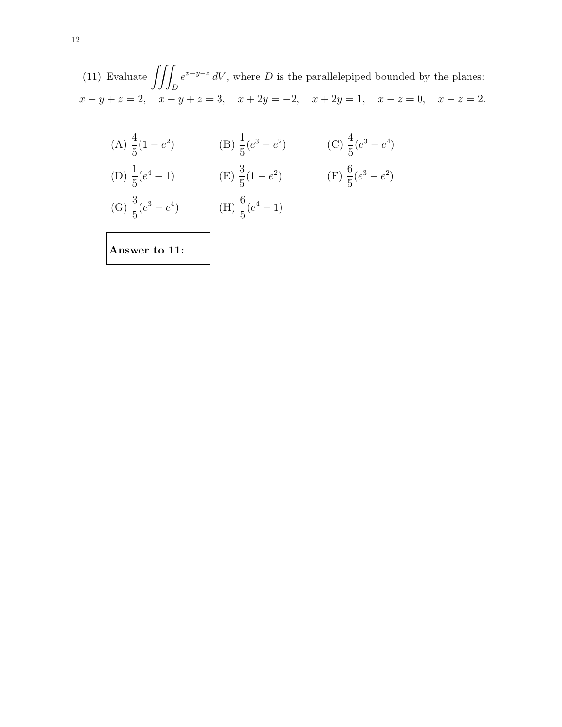(11) Evaluate $\iiint_D e^{x-y+z}\, dV$, where $D$ is the parallelepiped bounded by the planes: $x - y + z = 2, \quad x - y + z = 3, \quad x + 2y = -2, \quad x + 2y = 1, \quad x - z = 0, \quad x - z = 2.$

(A) $\frac{4}{5}(1 - e^2)$ (B) $\frac{1}{5}(e^3 - e^2)$ (C) $\frac{4}{5}(e^3 - e^4)$

(D) $\frac{1}{5}(e^4 - 1)$ (E) $\frac{3}{5}(1 - e^2)$ (F) $\frac{6}{5}(e^3 - e^2)$

(G) $\frac{3}{5}(e^3 - e^4)$ (H) $\frac{6}{5}(e^4 - 1)$

**Answer to 11:**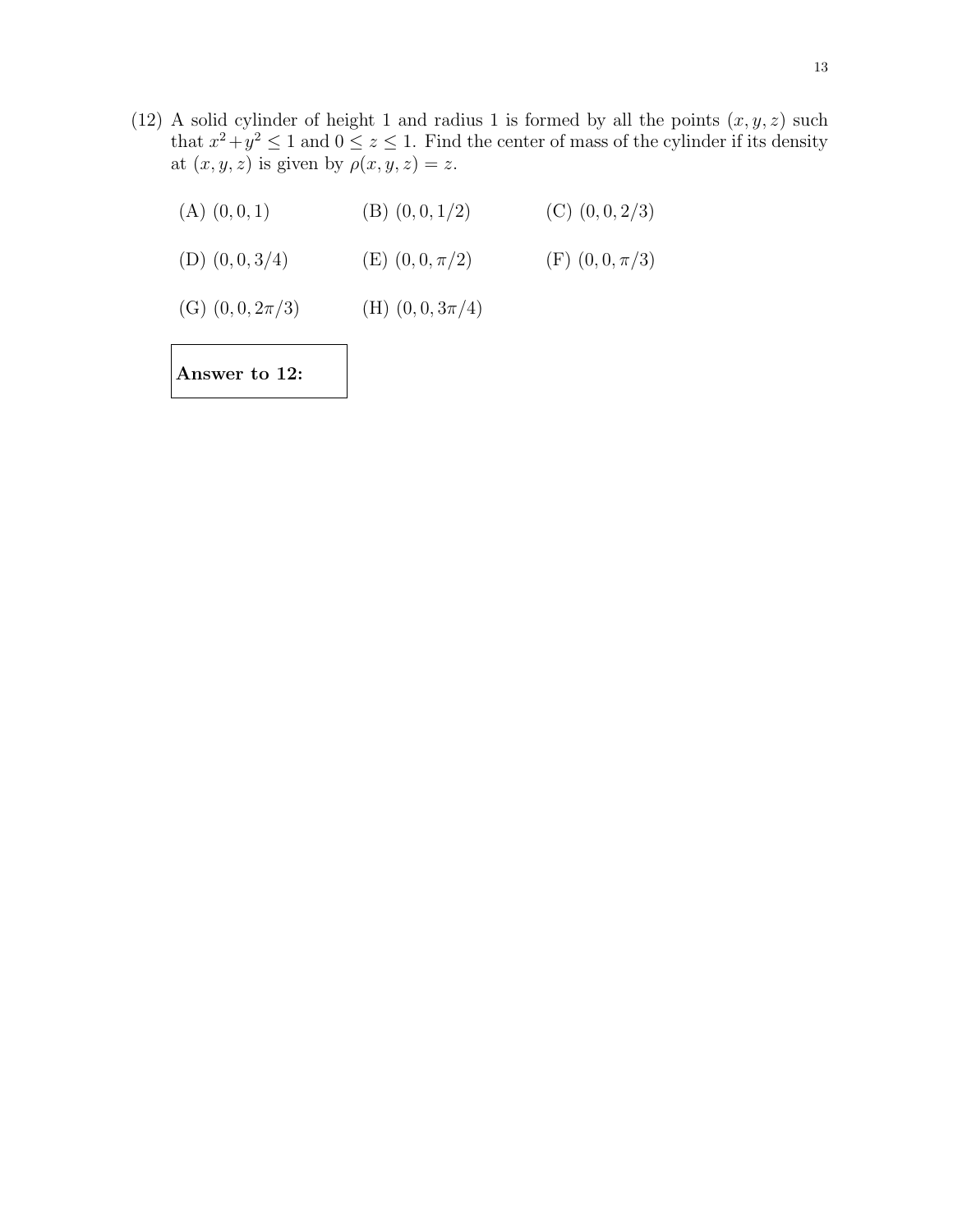(12) A solid cylinder of height 1 and radius 1 is formed by all the points $(x, y, z)$ such that $x^2 + y^2 \leq 1$ and $0 \leq z \leq 1$. Find the center of mass of the cylinder if its density at $(x, y, z)$ is given by $\rho(x, y, z) = z$.

(A) $(0, 0, 1)$

(B) $(0, 0, 1/2)$

(C) $(0, 0, 2/3)$

(D) $(0, 0, 3/4)$

(E) $(0, 0, \pi/2)$

(F) $(0, 0, \pi/3)$

(G) $(0, 0, 2\pi/3)$

(H) $(0, 0, 3\pi/4)$

**Answer to 12:**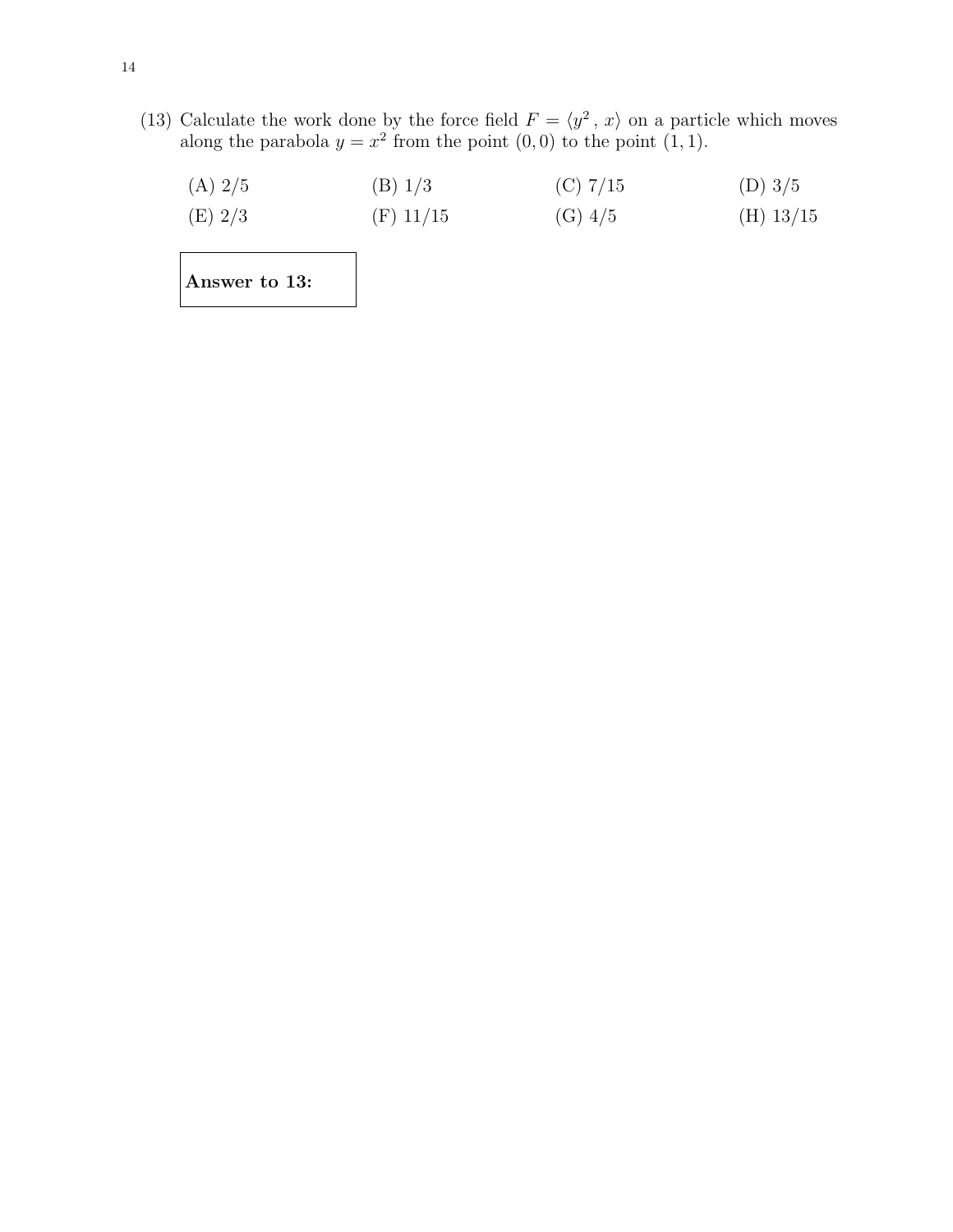(13) Calculate the work done by the force field $F = \langle y^2 \, , \, x \rangle$ on a particle which moves along the parabola $y = x^2$ from the point $(0, 0)$ to the point $(1, 1)$.

| | | | |
|---|---|---|---|
| (A) 2/5 | (B) 1/3 | (C) 7/15 | (D) 3/5 |
| (E) 2/3 | (F) 11/15 | (G) 4/5 | (H) 13/15 |

**Answer to 13:**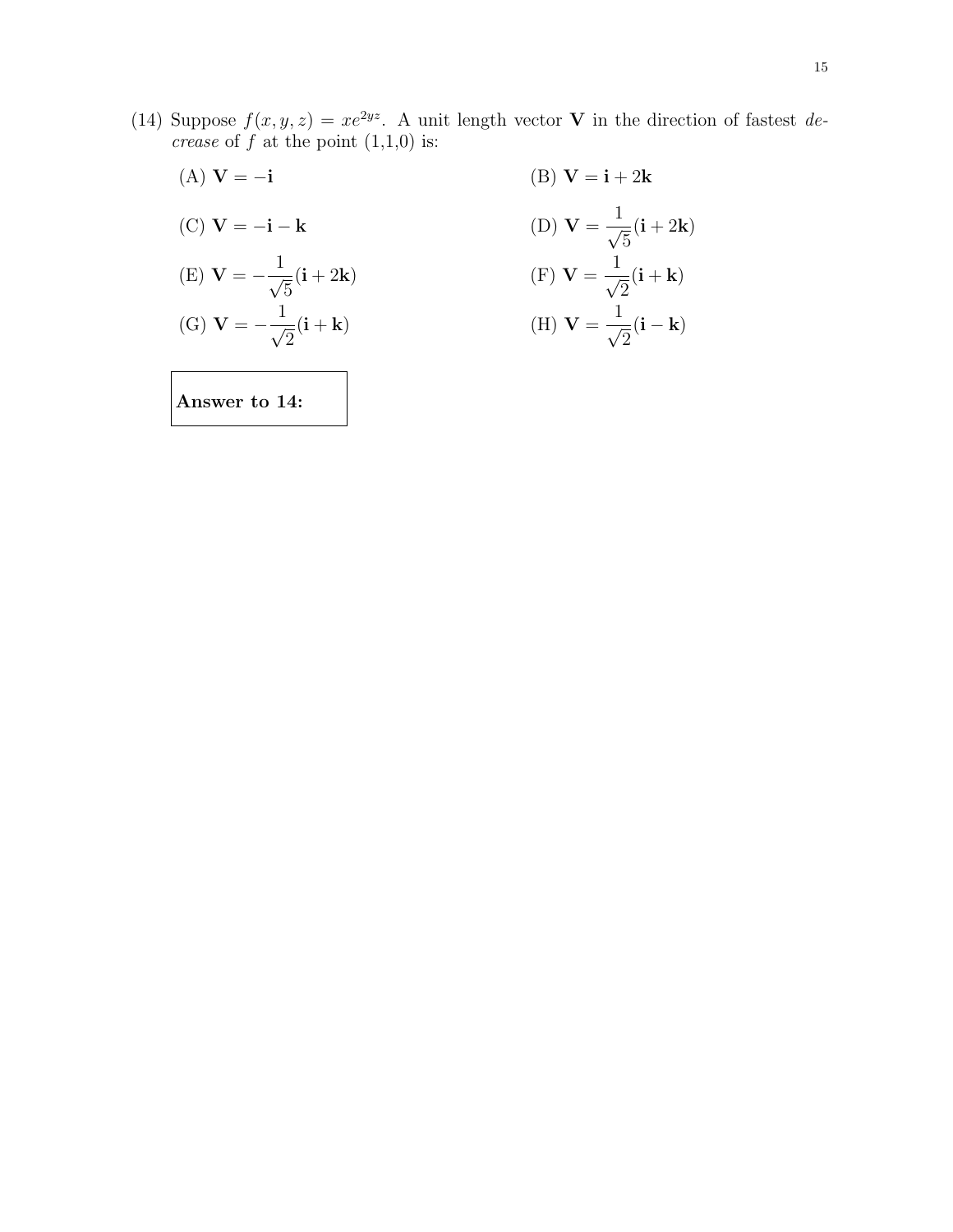(14) Suppose $f(x, y, z) = xe^{2yz}$. A unit length vector $\mathbf{V}$ in the direction of fastest *decrease* of $f$ at the point (1,1,0) is:

(A) $\mathbf{V} = -\mathbf{i}$

(B) $\mathbf{V} = \mathbf{i} + 2\mathbf{k}$

(C) $\mathbf{V} = -\mathbf{i} - \mathbf{k}$

(D) $\mathbf{V} = \dfrac{1}{\sqrt{5}}(\mathbf{i} + 2\mathbf{k})$

(E) $\mathbf{V} = -\dfrac{1}{\sqrt{5}}(\mathbf{i} + 2\mathbf{k})$

(F) $\mathbf{V} = \dfrac{1}{\sqrt{2}}(\mathbf{i} + \mathbf{k})$

(G) $\mathbf{V} = -\dfrac{1}{\sqrt{2}}(\mathbf{i} + \mathbf{k})$

(H) $\mathbf{V} = \dfrac{1}{\sqrt{2}}(\mathbf{i} - \mathbf{k})$

**Answer to 14:**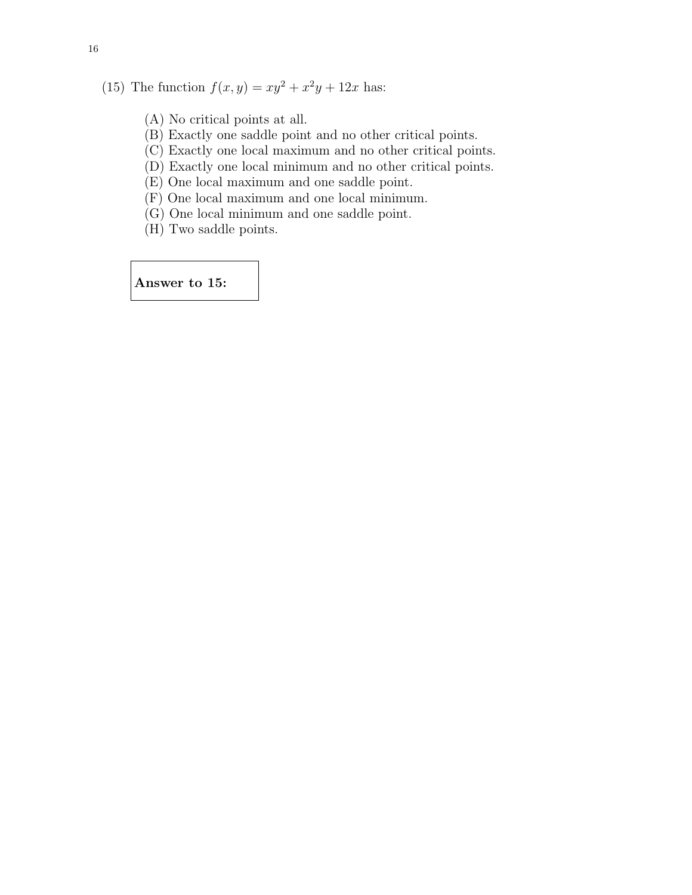(15) The function $f(x, y) = xy^2 + x^2y + 12x$ has:

(A) No critical points at all.
(B) Exactly one saddle point and no other critical points.
(C) Exactly one local maximum and no other critical points.
(D) Exactly one local minimum and no other critical points.
(E) One local maximum and one saddle point.
(F) One local maximum and one local minimum.
(G) One local minimum and one saddle point.
(H) Two saddle points.

| **Answer to 15:** |
|---|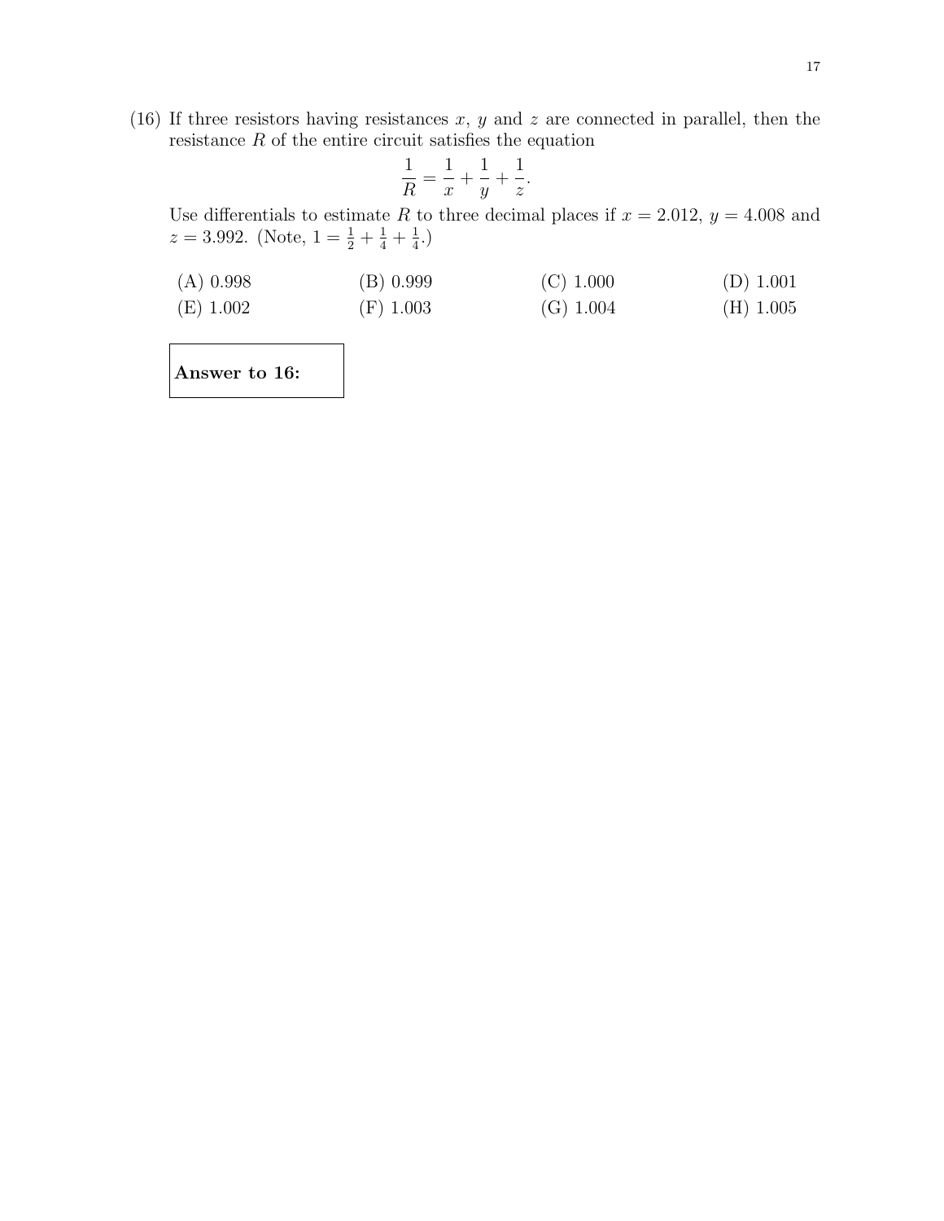(16) If three resistors having resistances $x$, $y$ and $z$ are connected in parallel, then the resistance $R$ of the entire circuit satisfies the equation

$$\frac{1}{R} = \frac{1}{x} + \frac{1}{y} + \frac{1}{z}.$$

Use differentials to estimate $R$ to three decimal places if $x = 2.012$, $y = 4.008$ and $z = 3.992$. (Note, $1 = \frac{1}{2} + \frac{1}{4} + \frac{1}{4}$.)

| | | | |
|---|---|---|---|
| (A) 0.998 | (B) 0.999 | (C) 1.000 | (D) 1.001 |
| (E) 1.002 | (F) 1.003 | (G) 1.004 | (H) 1.005 |

**Answer to 16:**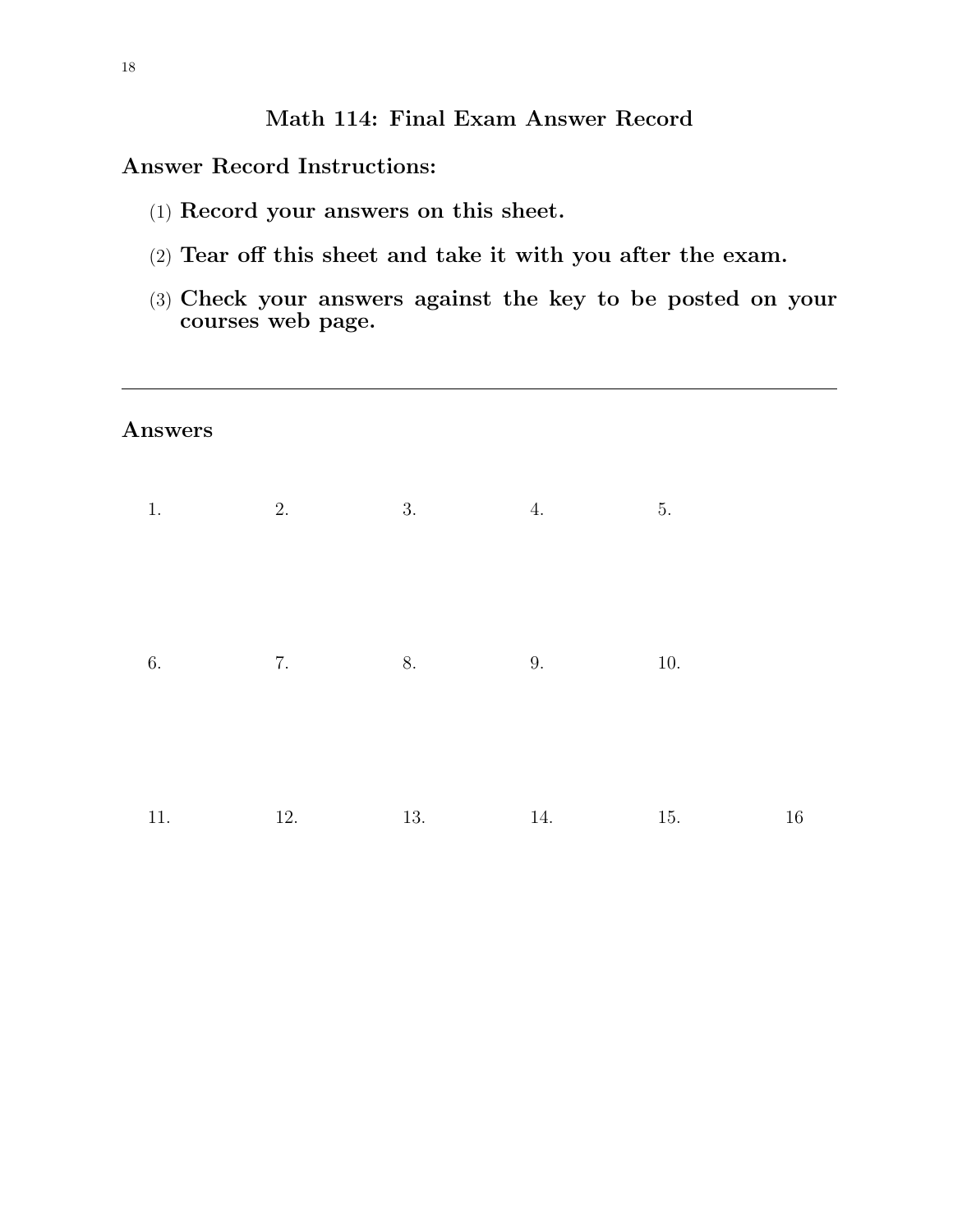## Math 114: Final Exam Answer Record

**Answer Record Instructions:**

(1) **Record your answers on this sheet.**

(2) **Tear off this sheet and take it with you after the exam.**

(3) **Check your answers against the key to be posted on your courses web page.**

---

**Answers**

1. 2. 3. 4. 5.

6. 7. 8. 9. 10.

11. 12. 13. 14. 15. 16